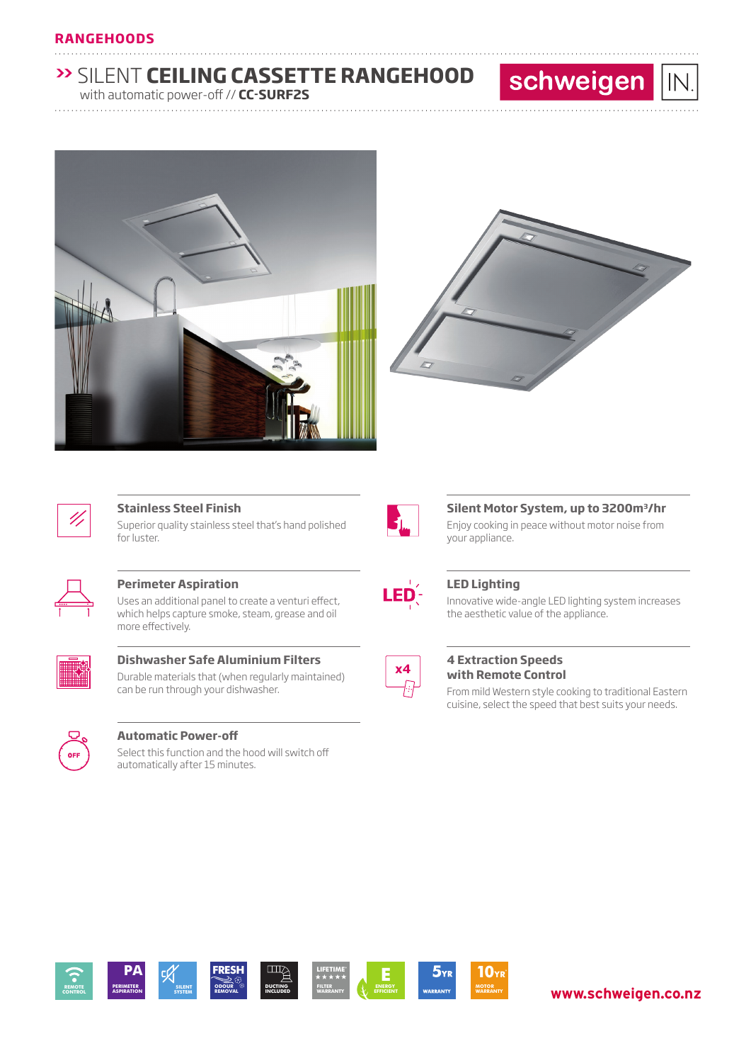RANGEHOODS

# SILENT CEILING CASSETTE RANGEHOOD

with automatic power-off // **CC-SURF2S**

schweigen IN.

### Stainless Steel Finish

Superior quality stainless steel that's hand polished for luster.

### Silent Motor System, up to 3200m³/hr

Enjoy cooking in peace without motor noise from your appliance.

### Perimeter Aspiration

Uses an additional panel to create a venturi effect, which helps capture smoke, steam, grease and oil more effectively.

### LED Lighting

Innovative wide-angle LED lighting system increases the aesthetic value of the appliance.

### Dishwasher Safe Aluminium Filters

Durable materials that (when regularly maintained) can be run through your dishwasher.

### 4 Extraction Speeds with Remote Control

From mild Western style cooking to traditional Eastern cuisine, select the speed that best suits your needs.

### Automatic Power-off

Select this function and the hood will switch off automatically after 15 minutes.

REMOTE CONTROL | PA PERIMETER ASPIRATION | SILENT SYSTEM | FRESH ODOUR REMOVAL | DUCTING INCLUDED | LIFETIME FILTER WARRANTY | E ENERGY EFFICIENT | 5YR WARRANTY | 10YR MOTOR WARRANTY

www.schweigen.co.nz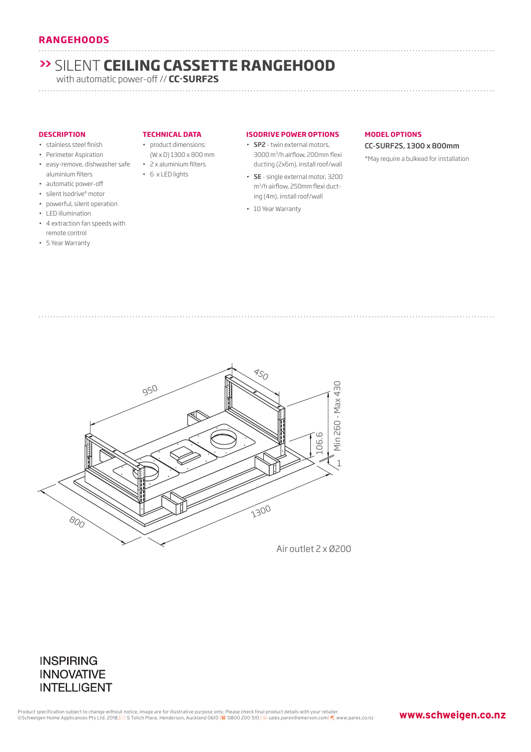# RANGEHOODS

## SILENT CEILING CASSETTE RANGEHOOD

with automatic power-off // **CC-SURF2S**

### DESCRIPTION

- stainless steel finish
- Perimeter Aspiration
- easy-remove, dishwasher safe aluminium filters
- automatic power-off
- silent Isodrive® motor
- powerful, silent operation
- LED illumination
- 4 extraction fan speeds with remote control
- 5 Year Warranty

### TECHNICAL DATA

- product dimensions: (W x D) 1300 x 800 mm
- 2 x aluminium filters
- 6 x LED lights

### ISODRIVE POWER OPTIONS

- **SP2** - twin external motors, 3000 $m^3$/h airflow, 200mm flexi ducting (2x6m), install roof/wall
- **SE** - single external motor, 3200 $m^3$/h airflow, 250mm flexi ducting (4m), install roof/wall
- 10 Year Warranty

### MODEL OPTIONS

**CC-SURF2S, 1300 x 800mm**

*May require a bulkead for installation

950
450
Min 260 - Max 430
106.6
1
1300
800

Air outlet 2 x Ø200

INSPIRING
INNOVATIVE
INTELLIGENT

Product specification subject to change without notice, image are for illustrative purpose only. Please check final product details with your retailer.
©Schweigen Home Appliances Pty Ltd. 2018. | 5 Tolich Place, Henderson, Auckland 0610 | 0800 200 510 | sales.parex@emerson.com | www.parex.co.nz

**www.schweigen.co.nz**